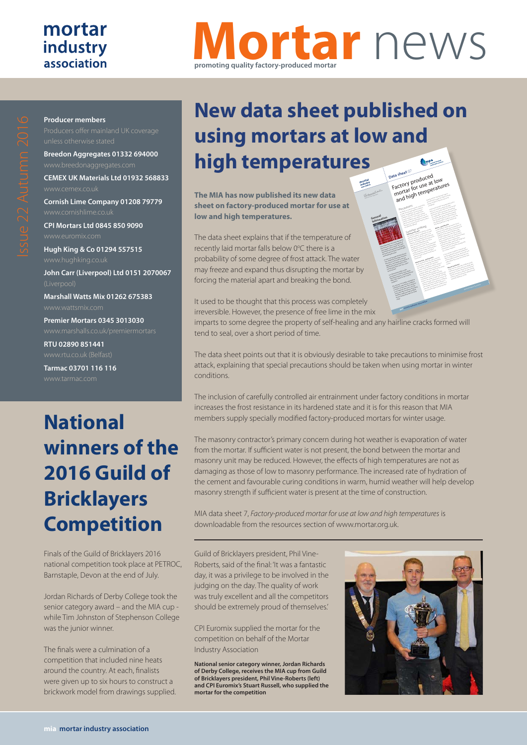# Mortar news

promoting quality factory-produced mortar

mortar industry association

Issue 22 Autumn 2016

**Producer members**

Producers offer mainland UK coverage unless otherwise stated

**Breedon Aggregates 01332 694000**
www.breedonaggregates.com

**CEMEX UK Materials Ltd 01932 568833**
www.cemex.co.uk

**Cornish Lime Company 01208 79779**
www.cornishlime.co.uk

**CPI Mortars Ltd 0845 850 9090**
www.euromix.com

**Hugh King & Co 01294 557515**
www.hughking.co.uk

**John Carr (Liverpool) Ltd 0151 2070067**
(Liverpool)

**Marshall Watts Mix 01262 675383**
www.wattsmix.com

**Premier Mortars 0345 3013030**
www.marshalls.co.uk/premiermortars

**RTU 02890 851441**
www.rtu.co.uk (Belfast)

**Tarmac 03701 116 116**
www.tarmac.com

# New data sheet published on using mortars at low and high temperatures

**The MIA has now published its new data sheet on factory-produced mortar for use at low and high temperatures.**

The data sheet explains that if the temperature of recently laid mortar falls below 0°C there is a probability of some degree of frost attack. The water may freeze and expand thus disrupting the mortar by forcing the material apart and breaking the bond.

It used to be thought that this process was completely irreversible. However, the presence of free lime in the mix imparts to some degree the property of self-healing and any hairline cracks formed will tend to seal, over a short period of time.

The data sheet points out that it is obviously desirable to take precautions to minimise frost attack, explaining that special precautions should be taken when using mortar in winter conditions.

The inclusion of carefully controlled air entrainment under factory conditions in mortar increases the frost resistance in its hardened state and it is for this reason that MIA members supply specially modified factory-produced mortars for winter usage.

The masonry contractor's primary concern during hot weather is evaporation of water from the mortar. If sufficient water is not present, the bond between the mortar and masonry unit may be reduced. However, the effects of high temperatures are not as damaging as those of low to masonry performance. The increased rate of hydration of the cement and favourable curing conditions in warm, humid weather will help develop masonry strength if sufficient water is present at the time of construction.

MIA data sheet 7, *Factory-produced mortar for use at low and high temperatures* is downloadable from the resources section of www.mortar.org.uk.

# National winners of the 2016 Guild of Bricklayers Competition

Finals of the Guild of Bricklayers 2016 national competition took place at PETROC, Barnstaple, Devon at the end of July.

Jordan Richards of Derby College took the senior category award – and the MIA cup - while Tim Johnston of Stephenson College was the junior winner.

The finals were a culmination of a competition that included nine heats around the country. At each, finalists were given up to six hours to construct a brickwork model from drawings supplied.

Guild of Bricklayers president, Phil Vine-Roberts, said of the final: 'It was a fantastic day, it was a privilege to be involved in the judging on the day. The quality of work was truly excellent and all the competitors should be extremely proud of themselves.'

CPI Euromix supplied the mortar for the competition on behalf of the Mortar Industry Association

**National senior category winner, Jordan Richards of Derby College, receives the MIA cup from Guild of Bricklayers president, Phil Vine-Roberts (left) and CPI Euromix's Stuart Russell, who supplied the mortar for the competition**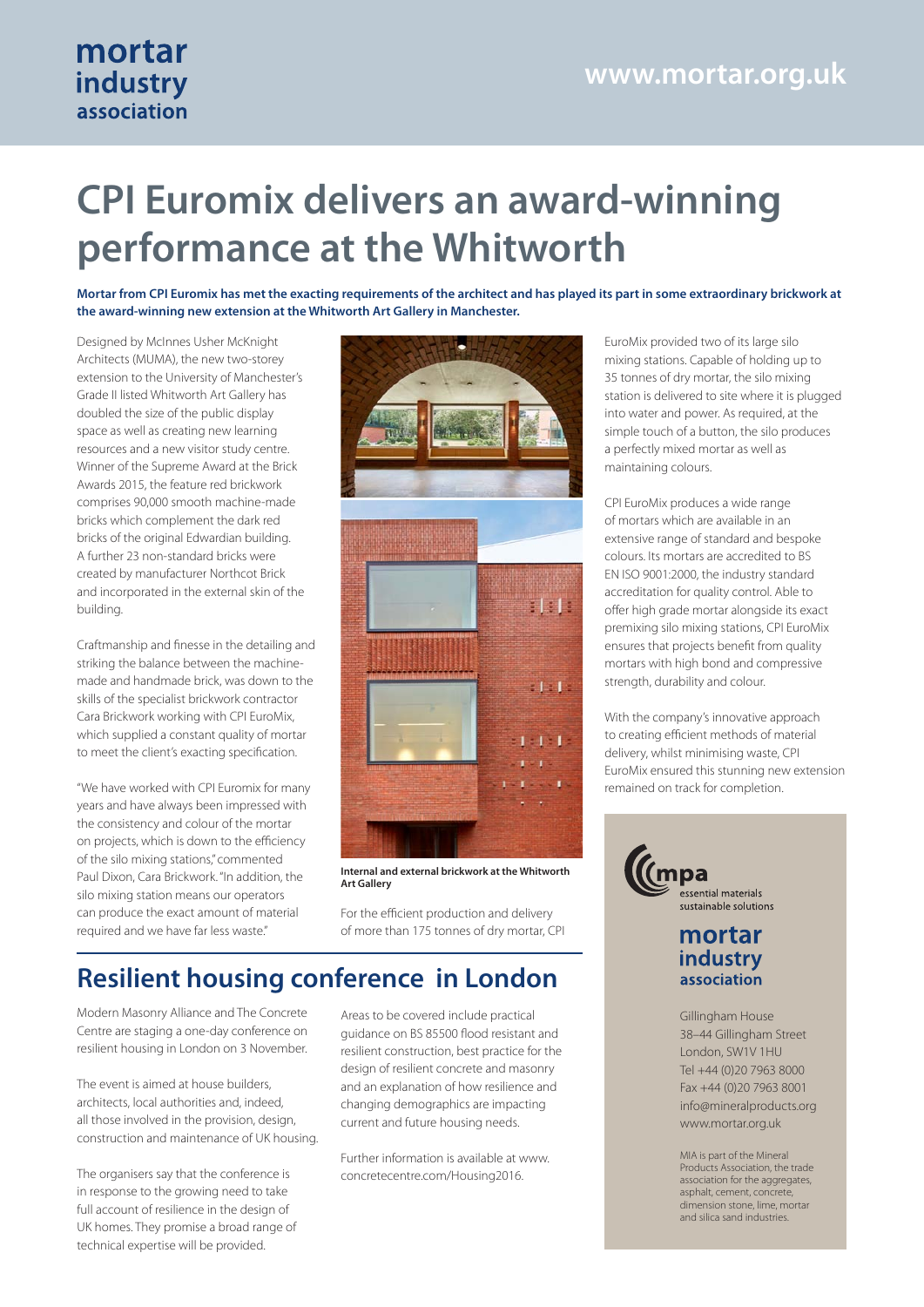mortar industry association

www.mortar.org.uk

# CPI Euromix delivers an award-winning performance at the Whitworth

**Mortar from CPI Euromix has met the exacting requirements of the architect and has played its part in some extraordinary brickwork at the award-winning new extension at the Whitworth Art Gallery in Manchester.**

Designed by McInnes Usher McKnight Architects (MUMA), the new two-storey extension to the University of Manchester's Grade II listed Whitworth Art Gallery has doubled the size of the public display space as well as creating new learning resources and a new visitor study centre. Winner of the Supreme Award at the Brick Awards 2015, the feature red brickwork comprises 90,000 smooth machine-made bricks which complement the dark red bricks of the original Edwardian building. A further 23 non-standard bricks were created by manufacturer Northcot Brick and incorporated in the external skin of the building.

Craftmanship and finesse in the detailing and striking the balance between the machine-made and handmade brick, was down to the skills of the specialist brickwork contractor Cara Brickwork working with CPI EuroMix, which supplied a constant quality of mortar to meet the client's exacting specification.

"We have worked with CPI Euromix for many years and have always been impressed with the consistency and colour of the mortar on projects, which is down to the efficiency of the silo mixing stations," commented Paul Dixon, Cara Brickwork. "In addition, the silo mixing station means our operators can produce the exact amount of material required and we have far less waste."

**Internal and external brickwork at the Whitworth Art Gallery**

For the efficient production and delivery of more than 175 tonnes of dry mortar, CPI EuroMix provided two of its large silo mixing stations. Capable of holding up to 35 tonnes of dry mortar, the silo mixing station is delivered to site where it is plugged into water and power. As required, at the simple touch of a button, the silo produces a perfectly mixed mortar as well as maintaining colours.

CPI EuroMix produces a wide range of mortars which are available in an extensive range of standard and bespoke colours. Its mortars are accredited to BS EN ISO 9001:2000, the industry standard accreditation for quality control. Able to offer high grade mortar alongside its exact premixing silo mixing stations, CPI EuroMix ensures that projects benefit from quality mortars with high bond and compressive strength, durability and colour.

With the company's innovative approach to creating efficient methods of material delivery, whilst minimising waste, CPI EuroMix ensured this stunning new extension remained on track for completion.

## Resilient housing conference in London

Modern Masonry Alliance and The Concrete Centre are staging a one-day conference on resilient housing in London on 3 November.

The event is aimed at house builders, architects, local authorities and, indeed, all those involved in the provision, design, construction and maintenance of UK housing.

The organisers say that the conference is in response to the growing need to take full account of resilience in the design of UK homes. They promise a broad range of technical expertise will be provided.

Areas to be covered include practical guidance on BS 85500 flood resistant and resilient construction, best practice for the design of resilient concrete and masonry and an explanation of how resilience and changing demographics are impacting current and future housing needs.

Further information is available at www.concretecentre.com/Housing2016.

mpa
essential materials
sustainable solutions

mortar industry association

Gillingham House
38–44 Gillingham Street
London, SW1V 1HU
Tel +44 (0)20 7963 8000
Fax +44 (0)20 7963 8001
info@mineralproducts.org
www.mortar.org.uk

MIA is part of the Mineral Products Association, the trade association for the aggregates, asphalt, cement, concrete, dimension stone, lime, mortar and silica sand industries.